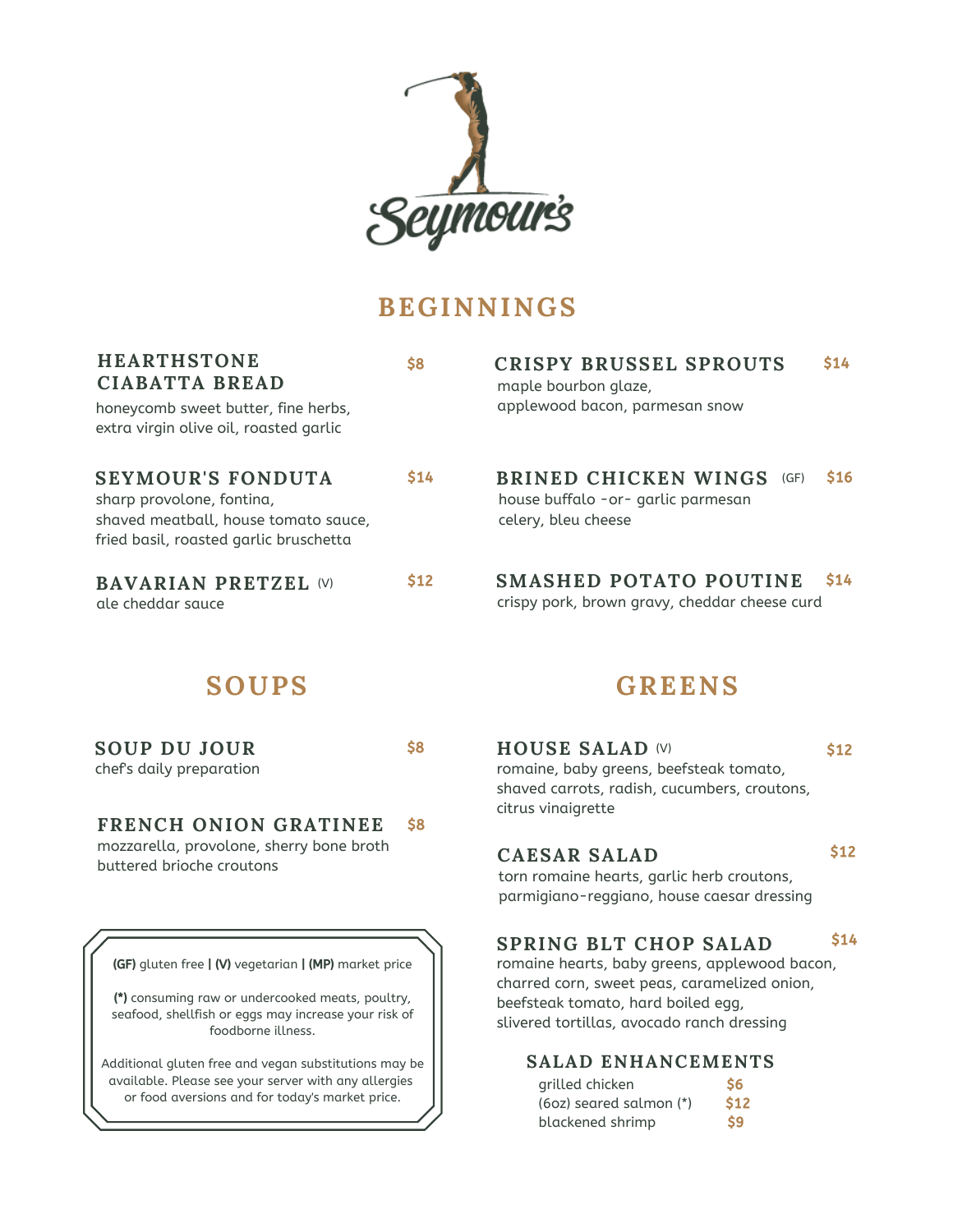# Seymour's

## BEGINNINGS

### HEARTHSTONE CIABATTA BREAD — $8
honeycomb sweet butter, fine herbs, extra virgin olive oil, roasted garlic

### SEYMOUR'S FONDUTA — $14
sharp provolone, fontina, shaved meatball, house tomato sauce, fried basil, roasted garlic bruschetta

### BAVARIAN PRETZEL (V) — $12
ale cheddar sauce

### CRISPY BRUSSEL SPROUTS — $14
maple bourbon glaze, applewood bacon, parmesan snow

### BRINED CHICKEN WINGS (GF) — $16
house buffalo -or- garlic parmesan celery, bleu cheese

### SMASHED POTATO POUTINE — $14
crispy pork, brown gravy, cheddar cheese curd

## SOUPS

### SOUP DU JOUR — $8
chef's daily preparation

### FRENCH ONION GRATINEE — $8
mozzarella, provolone, sherry bone broth buttered brioche croutons

**(GF)** gluten free **|** **(V)** vegetarian **|** **(MP)** market price

**(*)** consuming raw or undercooked meats, poultry, seafood, shellfish or eggs may increase your risk of foodborne illness.

Additional gluten free and vegan substitutions may be available. Please see your server with any allergies or food aversions and for today's market price.

## GREENS

### HOUSE SALAD (V) — $12
romaine, baby greens, beefsteak tomato, shaved carrots, radish, cucumbers, croutons, citrus vinaigrette

### CAESAR SALAD — $12
torn romaine hearts, garlic herb croutons, parmigiano-reggiano, house caesar dressing

### SPRING BLT CHOP SALAD — $14
romaine hearts, baby greens, applewood bacon, charred corn, sweet peas, caramelized onion, beefsteak tomato, hard boiled egg, slivered tortillas, avocado ranch dressing

### SALAD ENHANCEMENTS
- grilled chicken — $6
- (6oz) seared salmon (*) — $12
- blackened shrimp — $9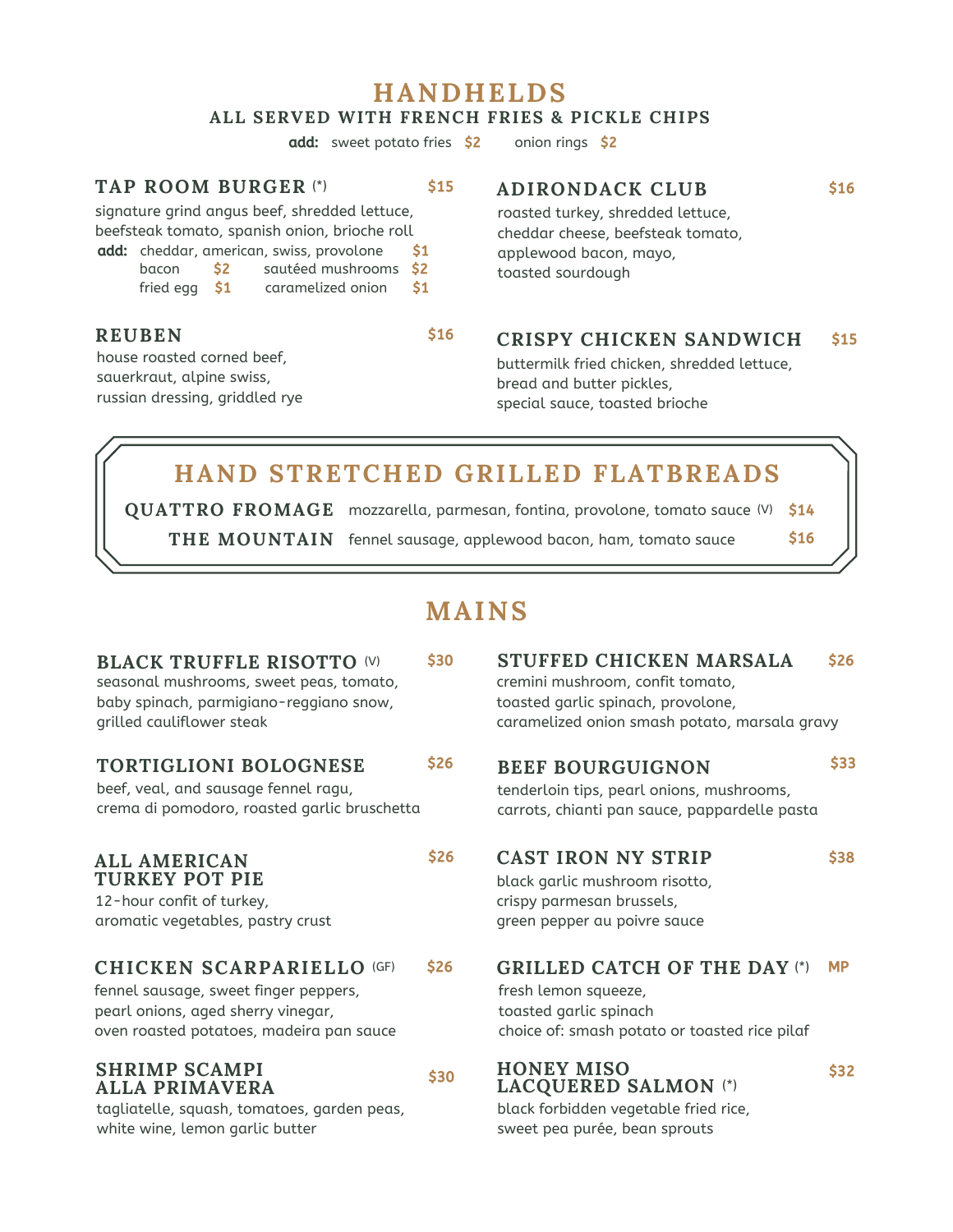# HANDHELDS

## ALL SERVED WITH FRENCH FRIES & PICKLE CHIPS

**add:** sweet potato fries **$2** onion rings **$2**

### TAP ROOM BURGER (*) — $15

signature grind angus beef, shredded lettuce, beefsteak tomato, spanish onion, brioche roll

**add:** cheddar, american, swiss, provolone **$1**
bacon **$2** sautéed mushrooms **$2**
fried egg **$1** caramelized onion **$1**

### REUBEN — $16

house roasted corned beef, sauerkraut, alpine swiss, russian dressing, griddled rye

### ADIRONDACK CLUB — $16

roasted turkey, shredded lettuce, cheddar cheese, beefsteak tomato, applewood bacon, mayo, toasted sourdough

### CRISPY CHICKEN SANDWICH — $15

buttermilk fried chicken, shredded lettuce, bread and butter pickles, special sauce, toasted brioche

# HAND STRETCHED GRILLED FLATBREADS

**QUATTRO FROMAGE** mozzarella, parmesan, fontina, provolone, tomato sauce (V) **$14**

**THE MOUNTAIN** fennel sausage, applewood bacon, ham, tomato sauce **$16**

# MAINS

### BLACK TRUFFLE RISOTTO (V) — $30

seasonal mushrooms, sweet peas, tomato, baby spinach, parmigiano-reggiano snow, grilled cauliflower steak

### TORTIGLIONI BOLOGNESE — $26

beef, veal, and sausage fennel ragu, crema di pomodoro, roasted garlic bruschetta

### ALL AMERICAN TURKEY POT PIE — $26

12-hour confit of turkey, aromatic vegetables, pastry crust

### CHICKEN SCARPARIELLO (GF) — $26

fennel sausage, sweet finger peppers, pearl onions, aged sherry vinegar, oven roasted potatoes, madeira pan sauce

### SHRIMP SCAMPI ALLA PRIMAVERA — $30

tagliatelle, squash, tomatoes, garden peas, white wine, lemon garlic butter

### STUFFED CHICKEN MARSALA — $26

cremini mushroom, confit tomato, toasted garlic spinach, provolone, caramelized onion smash potato, marsala gravy

### BEEF BOURGUIGNON — $33

tenderloin tips, pearl onions, mushrooms, carrots, chianti pan sauce, pappardelle pasta

### CAST IRON NY STRIP — $38

black garlic mushroom risotto, crispy parmesan brussels, green pepper au poivre sauce

### GRILLED CATCH OF THE DAY (*) — MP

fresh lemon squeeze, toasted garlic spinach
choice of: smash potato or toasted rice pilaf

### HONEY MISO LACQUERED SALMON (*) — $32

black forbidden vegetable fried rice, sweet pea purée, bean sprouts